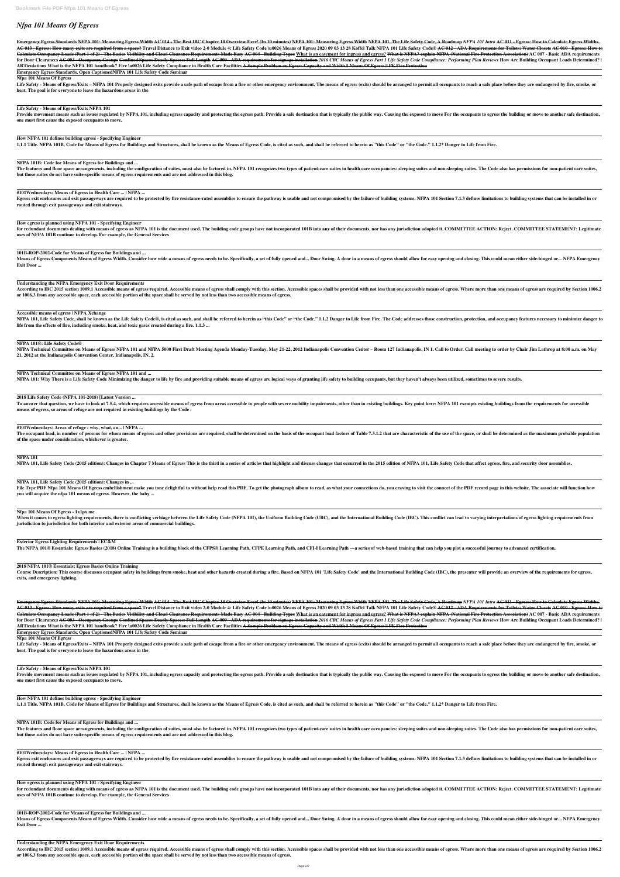# *Nfpa 101 Means Of Egress*

Emergency Egress Standards ~~NFPA 101: Measuring Egress Width~~ ~~AC 014 - The Best IBC Chapter 10 Overview Ever! (In 10 minutes)~~ ~~NFPA 101: Measuring Egress Width~~ ~~NFPA 101, The Life Safety Code, A Roadmap~~ *NFPA 101 Intro* ~~AC 011 - Egress: How to Calculate Egress Widths~~ ~~AC 013 - Egress: How many exits are required from a space?~~ Travel Distance to Exit video 2-0 Module 4: Life Safety Code \u0026 Means of Egress 2020 09 03 13 28 Koffel Talk NFPA 101 Life Safety Code® ~~AC 012 - ADA Requirements for Toilets: Water Closets~~ ~~AC 010 - Egress: How to Calculate Occupancy Loads (Part 1 of 2)~~ ~~- The Basics~~ ~~Visibility and Cloud Clearance Requirements Made Easy~~ ~~AC 004 - Building Types~~ What is an easement for ingress and egress? ~~What is NFPA? explain NFPA (National Fire Protection Association)~~ AC 007 - Basic ADA requirements for Door Clearances ~~AC 003 - Occupancy Groups~~ ~~Confined Spaces Deadly Spaces: Full Length~~ ~~AC 009 - ADA requirements for signage installation~~ *2016 CBC Means of Egress Part 1 Life Safety Code Compliance: Performing Plan Reviews* How Are Building Occupant Loads Determined? | ARTiculations What is the NFPA 101 handbook? Fire \u0026 Life Safety Compliance in Health Care Facilities ~~A Sample Problem on Egress Capacity and Width || Means Of Egress || PE Fire Protection~~

**Emergency Egress Standards, Open CaptionedNFPA 101 Life Safety Code Seminar**

**Nfpa 101 Means Of Egress**

Life Safety - Means of Egress/Exits – NFPA 101 Properly designed exits provide a safe path of escape from a fire or other emergency environment. The means of egress (exits) should be arranged to permit all occupants to reach a safe place before they are endangered by fire, smoke, or heat. The goal is for everyone to leave the hazardous areas in the

**Life Safety - Means of Egress/Exits NFPA 101**

Provide movement means such as issues regulated by NFPA 101, including egress capacity and protecting the egress path. Provide a safe destination that is typically the public way. Causing the exposed to move For the occupants to egress the building or move to another safe destination, one must first cause the exposed occupants to move.

**How NFPA 101 defines building egress - Specifying Engineer**

1.1.1 Title. NFPA 101B, Code for Means of Egress for Buildings and Structures, shall be known as the Means of Egress Code, is cited as such, and shall be referred to herein as "this Code" or "the Code." 1.1.2* Danger to Life from Fire.

**NFPA 101B: Code for Means of Egress for Buildings and ...**

The features and floor space arrangements, including the configuration of suites, must also be factored in. NFPA 101 recognizes two types of patient-care suites in health care occupancies: sleeping suites and non-sleeping suites. The Code also has permissions for non-patient care suites, but those suites do not have suite-specific means of egress requirements and are not addressed in this blog.

**#101Wednesdays: Means of Egress in Health Care ... | NFPA ...**

Egress exit enclosures and exit passageways are required to be protected by fire resistance-rated assemblies to ensure the pathway is usable and not compromised by the failure of building systems. NFPA 101 Section 7.1.3 defines limitations to building systems that can be installed in or routed through exit passageways and exit stairways.

**How egress is planned using NFPA 101 - Specifying Engineer**

for redundant documents dealing with means of egress as NFPA 101 is the document used. The building code groups have not incorporated 101B into any of their documents, nor has any jurisdiction adopted it. COMMITTEE ACTION: Reject. COMMITTEE STATEMENT: Legitimate uses of NFPA 101B continue to develop. For example, the General Services

**101B-ROP-2002-Code for Means of Egress for Buildings and ...**

Means of Egress Components Means of Egress Width. Consider how wide a means of egress needs to be. Specifically, a set of fully opened and... Door Swing. A door in a means of egress should allow for easy opening and closing. This could mean either side-hinged or... NFPA Emergency Exit Door ...

**Understanding the NFPA Emergency Exit Door Requirements**

According to IBC 2015 section 1009.1 Accessible means of egress required. Accessible means of egress shall comply with this section. Accessible spaces shall be provided with not less than one accessible means of egress. Where more than one means of egress are required by Section 1006.2 or 1006.3 from any accessible space, each accessible portion of the space shall be served by not less than two accessible means of egress.

**Accessible means of egress | NFPA Xchange**

NFPA 101, Life Safety Code, shall be known as the Life Safety Code®, is cited as such, and shall be referred to herein as "this Code" or "the Code." 1.1.2 Danger to Life from Fire. The Code addresses those construction, protection, and occupancy features necessary to minimize danger to life from the effects of fire, including smoke, heat, and toxic gases created during a fire. 1.1.3 ...

**NFPA 101®: Life Safety Code®**

NFPA Technical Committee on Means of Egress NFPA 101 and NFPA 5000 First Draft Meeting Agenda Monday-Tuesday, May 21-22, 2012 Indianapolis Convention Center – Room 127 Indianapolis, IN 1. Call to Order. Call meeting to order by Chair Jim Lathrop at 8:00 a.m. on May 21, 2012 at the Indianapolis Convention Center, Indianapolis, IN. 2.

**NFPA Technical Committee on Means of Egress NFPA 101 and ...**

NFPA 101: Why There is a Life Safety Code Minimizing the danger to life by fire and providing suitable means of egress are logical ways of granting life safety to building occupants, but they haven't always been utilized, sometimes to severe results.

**2018 Life Safety Code (NFPA 101-2018) [Latest Version ...**

To answer that question, we have to look at 7.5.4, which requires accessible means of egress from areas accessible to people with severe mobility impairments, other than in existing buildings. Key point here: NFPA 101 exempts existing buildings from the requirements for accessible means of egress, so areas of refuge are not required in existing buildings by the Code .

**#101Wednesdays: Areas of refuge - why, what, an... | NFPA ...**

The occupant load, in number of persons for whom means of egress and other provisions are required, shall be determined on the basis of the occupant load factors of Table 7.3.1.2 that are characteristic of the use of the space, or shall be determined as the maximum probable population of the space under consideration, whichever is greater.

**NFPA 101**

NFPA 101, Life Safety Code (2015 edition): Changes in Chapter 7 Means of Egress This is the third in a series of articles that highlight and discuss changes that occurred in the 2015 edition of NFPA 101, Life Safety Code that affect egress, fire, and security door assemblies.

**NFPA 101, Life Safety Code (2015 edition): Changes in ...**

File Type PDF Nfpa 101 Means Of Egress embellishment make you tone delightful to without help read this PDF. To get the photograph album to read, as what your connections do, you craving to visit the connect of the PDF record page in this website. The associate will function how you will acquire the nfpa 101 means of egress. However, the baby ...

**Nfpa 101 Means Of Egress - 1x1px.me**

When it comes to egress lighting requirements, there is conflicting verbiage between the Life Safety Code (NFPA 101), the Uniform Building Code (UBC), and the International Building Code (IBC). This conflict can lead to varying interpretations of egress lighting requirements from jurisdiction to jurisdiction for both interior and exterior areas of commercial buildings.

**Exterior Egress Lighting Requirements | EC&M**

The NFPA 101® Essentials: Egress Basics (2018) Online Training is a building block of the CFPS® Learning Path, CFPE Learning Path, and CFI-I Learning Path —a series of web-based training that can help you plot a successful journey to advanced certification.

**2018 NFPA 101® Essentials: Egress Basics Online Training**

Course Description: This course discusses occupant safety in buildings from smoke, heat and other hazards created during a fire. Based on NFPA 101 'Life Safety Code' and the International Building Code (IBC), the presenter will provide an overview of the requirements for egress, exits, and emergency lighting.

Emergency Egress Standards ~~NFPA 101: Measuring Egress Width~~ ~~AC 014 - The Best IBC Chapter 10 Overview Ever! (In 10 minutes)~~ ~~NFPA 101: Measuring Egress Width~~ ~~NFPA 101, The Life Safety Code, A Roadmap~~ *NFPA 101 Intro* ~~AC 011 - Egress: How to Calculate Egress Widths~~ ~~AC 013 - Egress: How many exits are required from a space?~~ Travel Distance to Exit video 2-0 Module 4: Life Safety Code \u0026 Means of Egress 2020 09 03 13 28 Koffel Talk NFPA 101 Life Safety Code® ~~AC 012 - ADA Requirements for Toilets: Water Closets~~ ~~AC 010 - Egress: How to Calculate Occupancy Loads (Part 1 of 2)~~ ~~- The Basics~~ ~~Visibility and Cloud Clearance Requirements Made Easy~~ ~~AC 004 - Building Types~~ What is an easement for ingress and egress? ~~What is NFPA? explain NFPA (National Fire Protection Association)~~ AC 007 - Basic ADA requirements for Door Clearances ~~AC 003 - Occupancy Groups~~ ~~Confined Spaces Deadly Spaces: Full Length~~ ~~AC 009 - ADA requirements for signage installation~~ *2016 CBC Means of Egress Part 1 Life Safety Code Compliance: Performing Plan Reviews* How Are Building Occupant Loads Determined? | ARTiculations What is the NFPA 101 handbook? Fire \u0026 Life Safety Compliance in Health Care Facilities ~~A Sample Problem on Egress Capacity and Width || Means Of Egress || PE Fire Protection~~

**Emergency Egress Standards, Open CaptionedNFPA 101 Life Safety Code Seminar**

**Nfpa 101 Means Of Egress**

Life Safety - Means of Egress/Exits – NFPA 101 Properly designed exits provide a safe path of escape from a fire or other emergency environment. The means of egress (exits) should be arranged to permit all occupants to reach a safe place before they are endangered by fire, smoke, or heat. The goal is for everyone to leave the hazardous areas in the

**Life Safety - Means of Egress/Exits NFPA 101**

Provide movement means such as issues regulated by NFPA 101, including egress capacity and protecting the egress path. Provide a safe destination that is typically the public way. Causing the exposed to move For the occupants to egress the building or move to another safe destination, one must first cause the exposed occupants to move.

**How NFPA 101 defines building egress - Specifying Engineer**

1.1.1 Title. NFPA 101B, Code for Means of Egress for Buildings and Structures, shall be known as the Means of Egress Code, is cited as such, and shall be referred to herein as "this Code" or "the Code." 1.1.2* Danger to Life from Fire.

**NFPA 101B: Code for Means of Egress for Buildings and ...**

The features and floor space arrangements, including the configuration of suites, must also be factored in. NFPA 101 recognizes two types of patient-care suites in health care occupancies: sleeping suites and non-sleeping suites. The Code also has permissions for non-patient care suites, but those suites do not have suite-specific means of egress requirements and are not addressed in this blog.

**#101Wednesdays: Means of Egress in Health Care ... | NFPA ...**

Egress exit enclosures and exit passageways are required to be protected by fire resistance-rated assemblies to ensure the pathway is usable and not compromised by the failure of building systems. NFPA 101 Section 7.1.3 defines limitations to building systems that can be installed in or routed through exit passageways and exit stairways.

**How egress is planned using NFPA 101 - Specifying Engineer**

for redundant documents dealing with means of egress as NFPA 101 is the document used. The building code groups have not incorporated 101B into any of their documents, nor has any jurisdiction adopted it. COMMITTEE ACTION: Reject. COMMITTEE STATEMENT: Legitimate uses of NFPA 101B continue to develop. For example, the General Services

**101B-ROP-2002-Code for Means of Egress for Buildings and ...**

Means of Egress Components Means of Egress Width. Consider how wide a means of egress needs to be. Specifically, a set of fully opened and... Door Swing. A door in a means of egress should allow for easy opening and closing. This could mean either side-hinged or... NFPA Emergency Exit Door ...

**Understanding the NFPA Emergency Exit Door Requirements**

According to IBC 2015 section 1009.1 Accessible means of egress required. Accessible means of egress shall comply with this section. Accessible spaces shall be provided with not less than one accessible means of egress. Where more than one means of egress are required by Section 1006.2 or 1006.3 from any accessible space, each accessible portion of the space shall be served by not less than two accessible means of egress.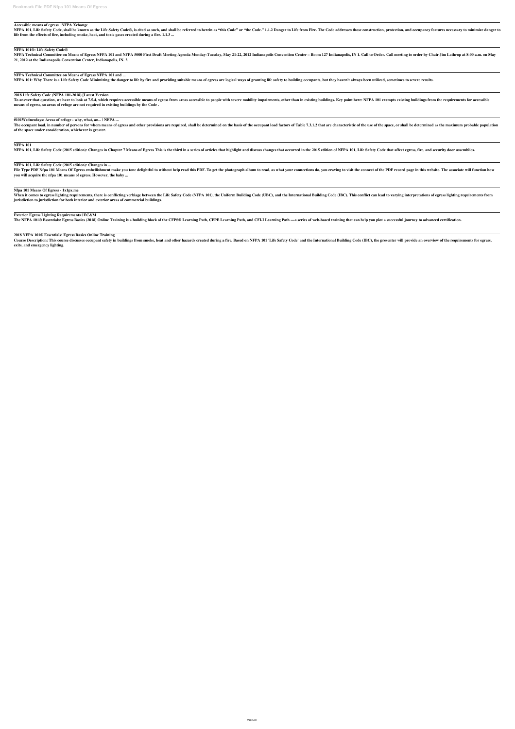**Accessible means of egress | NFPA Xchange**

NFPA 101, Life Safety Code, shall be known as the Life Safety Code®, is cited as such, and shall be referred to herein as "this Code" or "the Code." 1.1.2 Danger to Life from Fire. The Code addresses those construction, protection, and occupancy features necessary to minimize danger to life from the effects of fire, including smoke, heat, and toxic gases created during a fire. 1.1.3 ...

**NFPA 101®: Life Safety Code®**

NFPA Technical Committee on Means of Egress NFPA 101 and NFPA 5000 First Draft Meeting Agenda Monday-Tuesday, May 21-22, 2012 Indianapolis Convention Center – Room 127 Indianapolis, IN 1. Call to Order. Call meeting to order by Chair Jim Lathrop at 8:00 a.m. on May 21, 2012 at the Indianapolis Convention Center, Indianapolis, IN. 2.

**NFPA Technical Committee on Means of Egress NFPA 101 and ...**

NFPA 101: Why There is a Life Safety Code Minimizing the danger to life by fire and providing suitable means of egress are logical ways of granting life safety to building occupants, but they haven't always been utilized, sometimes to severe results.

**2018 Life Safety Code (NFPA 101-2018) [Latest Version ...**

To answer that question, we have to look at 7.5.4, which requires accessible means of egress from areas accessible to people with severe mobility impairments, other than in existing buildings. Key point here: NFPA 101 exempts existing buildings from the requirements for accessible means of egress, so areas of refuge are not required in existing buildings by the Code .

**#101Wednesdays: Areas of refuge - why, what, an... | NFPA ...**

The occupant load, in number of persons for whom means of egress and other provisions are required, shall be determined on the basis of the occupant load factors of Table 7.3.1.2 that are characteristic of the use of the space, or shall be determined as the maximum probable population of the space under consideration, whichever is greater.

**NFPA 101**

NFPA 101, Life Safety Code (2015 edition): Changes in Chapter 7 Means of Egress This is the third in a series of articles that highlight and discuss changes that occurred in the 2015 edition of NFPA 101, Life Safety Code that affect egress, fire, and security door assemblies.

**NFPA 101, Life Safety Code (2015 edition): Changes in ...**

File Type PDF Nfpa 101 Means Of Egress embellishment make you tone delightful to without help read this PDF. To get the photograph album to read, as what your connections do, you craving to visit the connect of the PDF record page in this website. The associate will function how you will acquire the nfpa 101 means of egress. However, the baby ...

**Nfpa 101 Means Of Egress - 1x1px.me**

When it comes to egress lighting requirements, there is conflicting verbiage between the Life Safety Code (NFPA 101), the Uniform Building Code (UBC), and the International Building Code (IBC). This conflict can lead to varying interpretations of egress lighting requirements from jurisdiction to jurisdiction for both interior and exterior areas of commercial buildings.

**Exterior Egress Lighting Requirements | EC&M**

The NFPA 101® Essentials: Egress Basics (2018) Online Training is a building block of the CFPS® Learning Path, CFPE Learning Path, and CFI-I Learning Path —a series of web-based training that can help you plot a successful journey to advanced certification.

**2018 NFPA 101® Essentials: Egress Basics Online Training**

Course Description: This course discusses occupant safety in buildings from smoke, heat and other hazards created during a fire. Based on NFPA 101 'Life Safety Code' and the International Building Code (IBC), the presenter will provide an overview of the requirements for egress, exits, and emergency lighting.